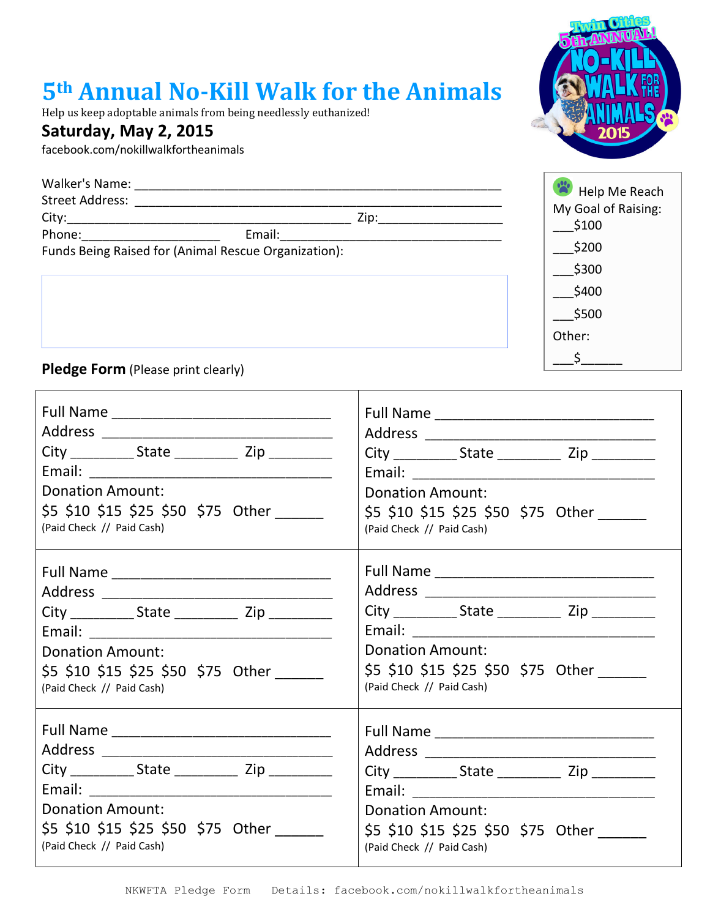# 5th Annual No-Kill Walk for the Animals

Help us keep adoptable animals from being needlessly euthanized!

**Saturday, May 2, 2015**

facebook.com/nokillwalkfortheanimals

Walker's Name: ____________________________________________________

Street Address: ____________________________________________________

City:________________________________________ Zip:________________

Phone:____________________ Email:________________________________

Funds Being Raised for (Animal Rescue Organization):

Help Me Reach My Goal of Raising:

___$100

___$200

___$300

___$400

___$500

Other:

___$______

**Pledge Form** (Please print clearly)

| | |
|---|---|
| Full Name ___________________________<br>Address ____________________________<br>City ________ State ________ Zip ________<br>Email: ______________________________<br>Donation Amount:<br>$5 $10 $15 $25 $50 $75 Other ______<br>(Paid Check // Paid Cash) | Full Name ___________________________<br>Address ____________________________<br>City ________ State ________ Zip ________<br>Email: ______________________________<br>Donation Amount:<br>$5 $10 $15 $25 $50 $75 Other ______<br>(Paid Check // Paid Cash) |
| Full Name ___________________________<br>Address ____________________________<br>City ________ State ________ Zip ________<br>Email: ______________________________<br>Donation Amount:<br>$5 $10 $15 $25 $50 $75 Other ______<br>(Paid Check // Paid Cash) | Full Name ___________________________<br>Address ____________________________<br>City ________ State ________ Zip ________<br>Email: ______________________________<br>Donation Amount:<br>$5 $10 $15 $25 $50 $75 Other ______<br>(Paid Check // Paid Cash) |
| Full Name ___________________________<br>Address ____________________________<br>City ________ State ________ Zip ________<br>Email: ______________________________<br>Donation Amount:<br>$5 $10 $15 $25 $50 $75 Other ______<br>(Paid Check // Paid Cash) | Full Name ___________________________<br>Address ____________________________<br>City ________ State ________ Zip ________<br>Email: ______________________________<br>Donation Amount:<br>$5 $10 $15 $25 $50 $75 Other ______<br>(Paid Check // Paid Cash) |

NKWFTA Pledge Form Details: facebook.com/nokillwalkfortheanimals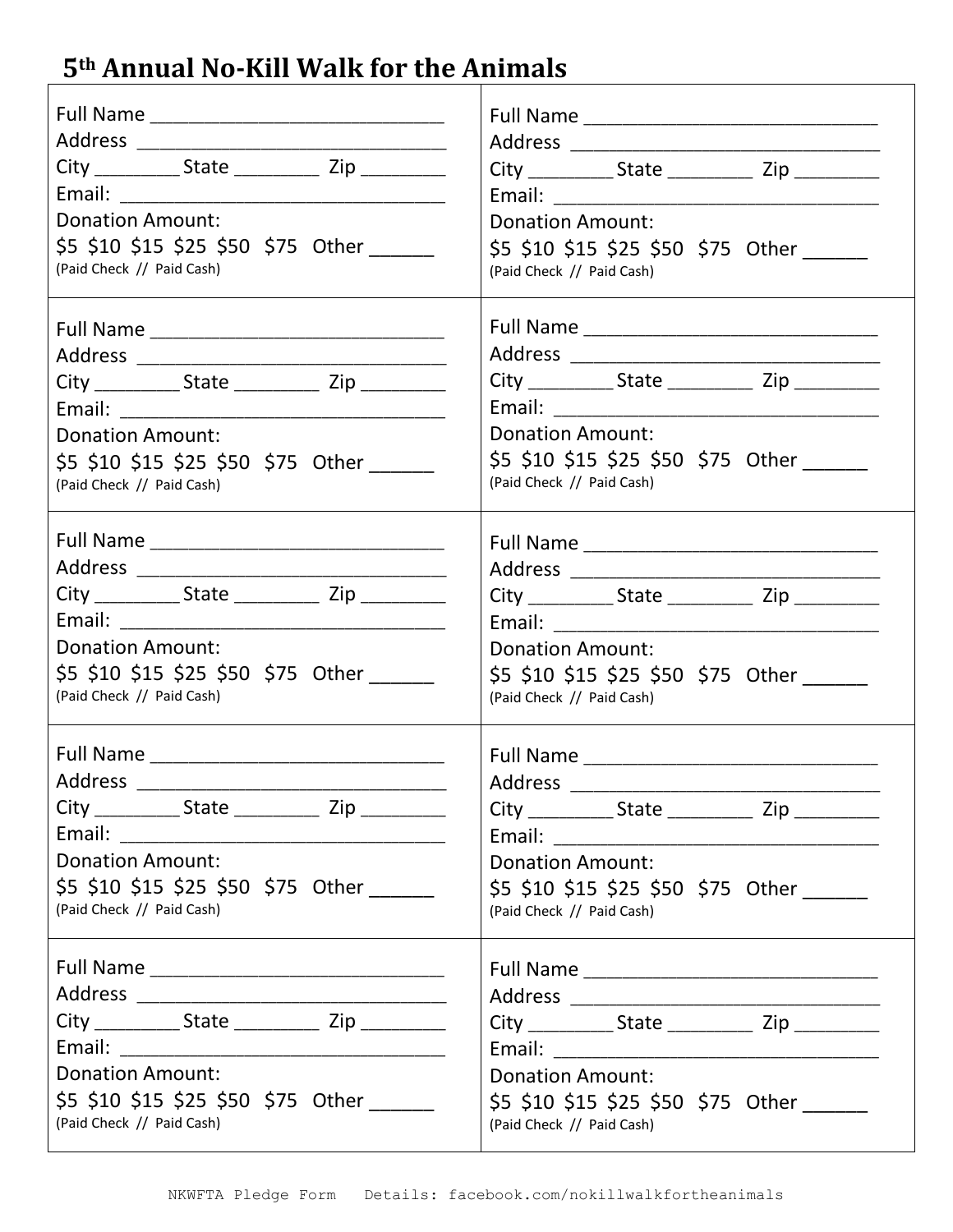# 5th Annual No-Kill Walk for the Animals

Full Name ____________________________
Address ______________________________
City ________ State ________ Zip ________
Email: _______________________________
Donation Amount:
$5 $10 $15 $25 $50 $75 Other ______
(Paid Check // Paid Cash)

---

Full Name ____________________________
Address ______________________________
City ________ State ________ Zip ________
Email: _______________________________
Donation Amount:
$5 $10 $15 $25 $50 $75 Other ______
(Paid Check // Paid Cash)

---

Full Name ____________________________
Address ______________________________
City ________ State ________ Zip ________
Email: _______________________________
Donation Amount:
$5 $10 $15 $25 $50 $75 Other ______
(Paid Check // Paid Cash)

---

Full Name ____________________________
Address ______________________________
City ________ State ________ Zip ________
Email: _______________________________
Donation Amount:
$5 $10 $15 $25 $50 $75 Other ______
(Paid Check // Paid Cash)

---

Full Name ____________________________
Address ______________________________
City ________ State ________ Zip ________
Email: _______________________________
Donation Amount:
$5 $10 $15 $25 $50 $75 Other ______
(Paid Check // Paid Cash)

---

Full Name ____________________________
Address ______________________________
City ________ State ________ Zip ________
Email: _______________________________
Donation Amount:
$5 $10 $15 $25 $50 $75 Other ______
(Paid Check // Paid Cash)

---

Full Name ____________________________
Address ______________________________
City ________ State ________ Zip ________
Email: _______________________________
Donation Amount:
$5 $10 $15 $25 $50 $75 Other ______
(Paid Check // Paid Cash)

---

Full Name ____________________________
Address ______________________________
City ________ State ________ Zip ________
Email: _______________________________
Donation Amount:
$5 $10 $15 $25 $50 $75 Other ______
(Paid Check // Paid Cash)

---

Full Name ____________________________
Address ______________________________
City ________ State ________ Zip ________
Email: _______________________________
Donation Amount:
$5 $10 $15 $25 $50 $75 Other ______
(Paid Check // Paid Cash)

---

Full Name ____________________________
Address ______________________________
City ________ State ________ Zip ________
Email: _______________________________
Donation Amount:
$5 $10 $15 $25 $50 $75 Other ______
(Paid Check // Paid Cash)

---

NKWFTA Pledge Form Details: facebook.com/nokillwalkfortheanimals